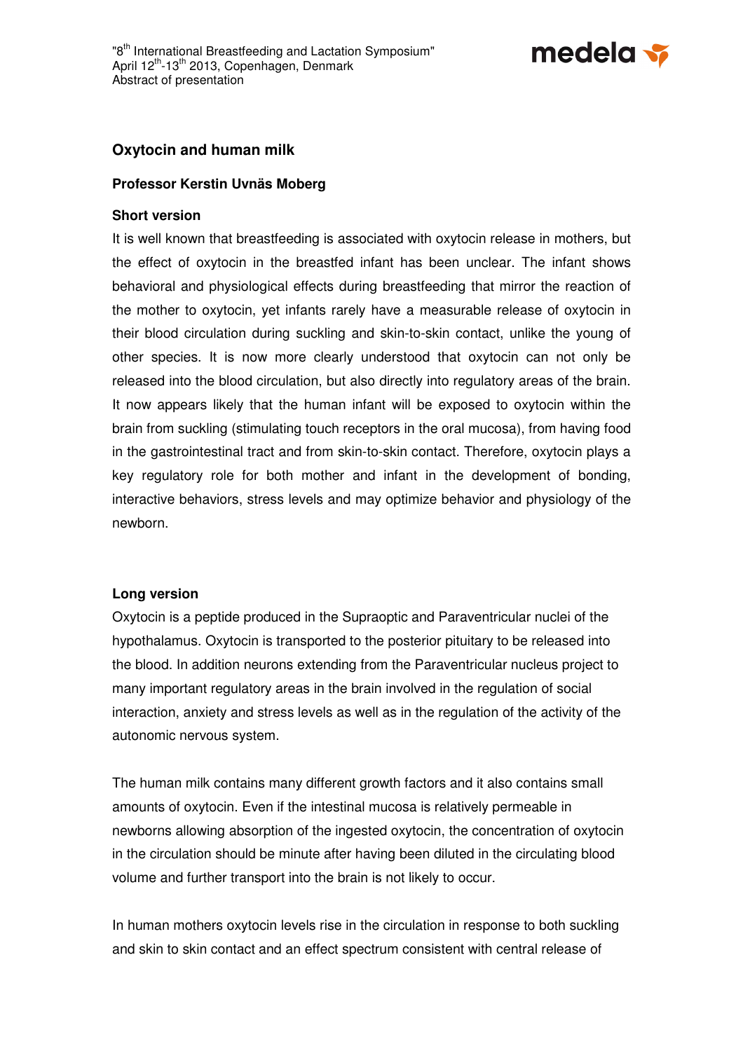"8th International Breastfeeding and Lactation Symposium"
April 12th-13th 2013, Copenhagen, Denmark
Abstract of presentation

## Oxytocin and human milk

**Professor Kerstin Uvnäs Moberg**

### Short version

It is well known that breastfeeding is associated with oxytocin release in mothers, but the effect of oxytocin in the breastfed infant has been unclear. The infant shows behavioral and physiological effects during breastfeeding that mirror the reaction of the mother to oxytocin, yet infants rarely have a measurable release of oxytocin in their blood circulation during suckling and skin-to-skin contact, unlike the young of other species. It is now more clearly understood that oxytocin can not only be released into the blood circulation, but also directly into regulatory areas of the brain. It now appears likely that the human infant will be exposed to oxytocin within the brain from suckling (stimulating touch receptors in the oral mucosa), from having food in the gastrointestinal tract and from skin-to-skin contact. Therefore, oxytocin plays a key regulatory role for both mother and infant in the development of bonding, interactive behaviors, stress levels and may optimize behavior and physiology of the newborn.

### Long version

Oxytocin is a peptide produced in the Supraoptic and Paraventricular nuclei of the hypothalamus. Oxytocin is transported to the posterior pituitary to be released into the blood. In addition neurons extending from the Paraventricular nucleus project to many important regulatory areas in the brain involved in the regulation of social interaction, anxiety and stress levels as well as in the regulation of the activity of the autonomic nervous system.

The human milk contains many different growth factors and it also contains small amounts of oxytocin. Even if the intestinal mucosa is relatively permeable in newborns allowing absorption of the ingested oxytocin, the concentration of oxytocin in the circulation should be minute after having been diluted in the circulating blood volume and further transport into the brain is not likely to occur.

In human mothers oxytocin levels rise in the circulation in response to both suckling and skin to skin contact and an effect spectrum consistent with central release of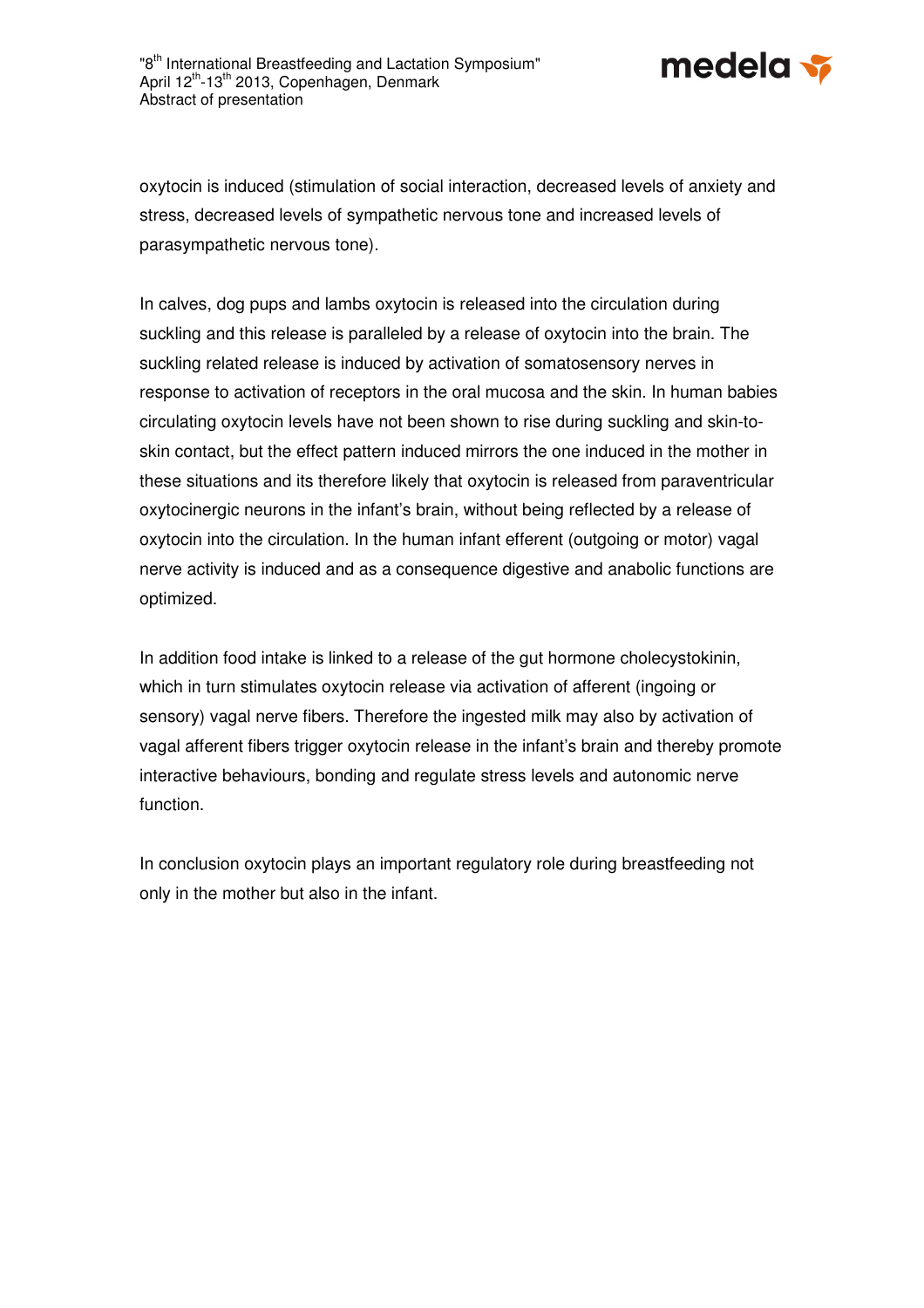oxytocin is induced (stimulation of social interaction, decreased levels of anxiety and stress, decreased levels of sympathetic nervous tone and increased levels of parasympathetic nervous tone).

In calves, dog pups and lambs oxytocin is released into the circulation during suckling and this release is paralleled by a release of oxytocin into the brain. The suckling related release is induced by activation of somatosensory nerves in response to activation of receptors in the oral mucosa and the skin. In human babies circulating oxytocin levels have not been shown to rise during suckling and skin-to-skin contact, but the effect pattern induced mirrors the one induced in the mother in these situations and its therefore likely that oxytocin is released from paraventricular oxytocinergic neurons in the infant's brain, without being reflected by a release of oxytocin into the circulation. In the human infant efferent (outgoing or motor) vagal nerve activity is induced and as a consequence digestive and anabolic functions are optimized.

In addition food intake is linked to a release of the gut hormone cholecystokinin, which in turn stimulates oxytocin release via activation of afferent (ingoing or sensory) vagal nerve fibers. Therefore the ingested milk may also by activation of vagal afferent fibers trigger oxytocin release in the infant's brain and thereby promote interactive behaviours, bonding and regulate stress levels and autonomic nerve function.

In conclusion oxytocin plays an important regulatory role during breastfeeding not only in the mother but also in the infant.